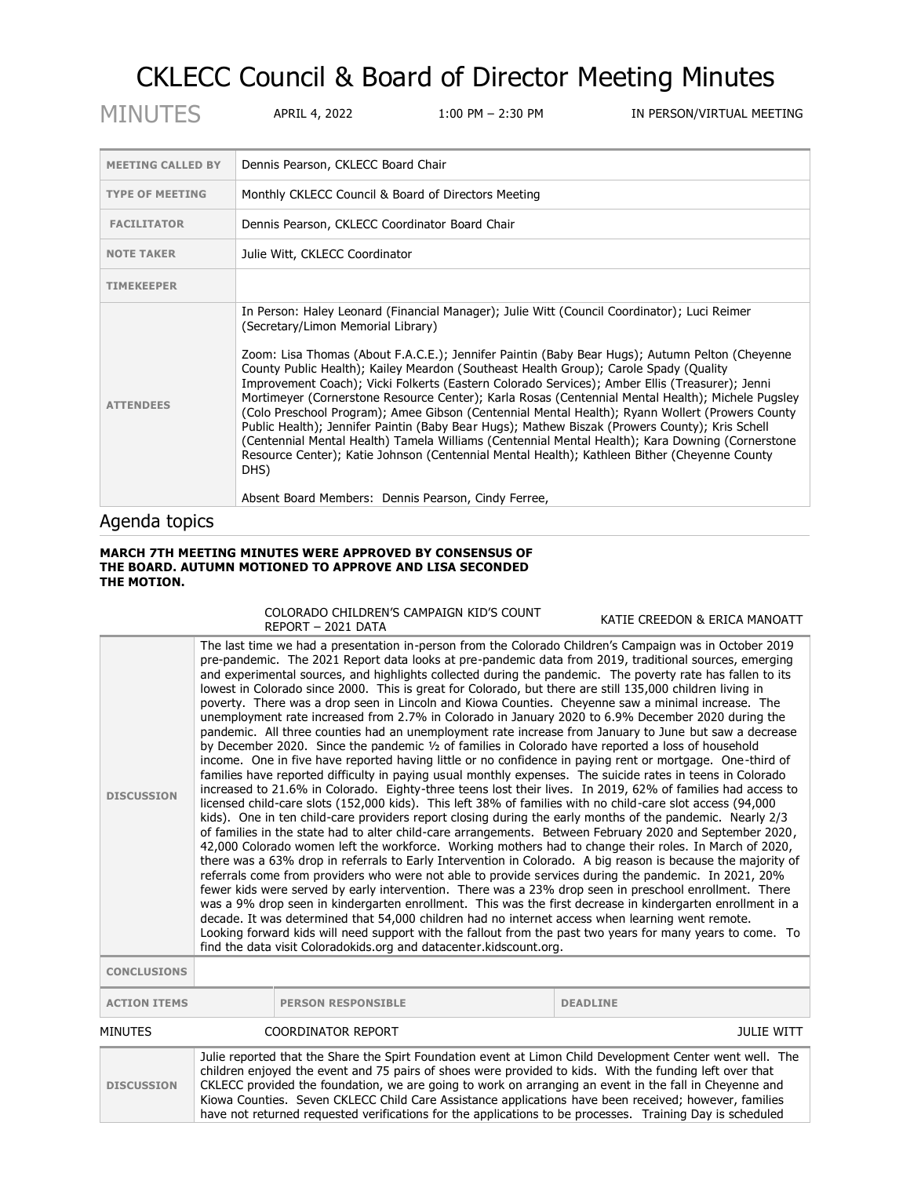# CKLECC Council & Board of Director Meeting Minutes

MINUTES | APRIL 4, 2022 | 1:00 PM – 2:30 PM | IN PERSON/VIRTUAL MEETING

| | |
|---|---|
| **MEETING CALLED BY** | Dennis Pearson, CKLECC Board Chair |
| **TYPE OF MEETING** | Monthly CKLECC Council & Board of Directors Meeting |
| **FACILITATOR** | Dennis Pearson, CKLECC Coordinator Board Chair |
| **NOTE TAKER** | Julie Witt, CKLECC Coordinator |
| **TIMEKEEPER** | |
| **ATTENDEES** | In Person: Haley Leonard (Financial Manager); Julie Witt (Council Coordinator); Luci Reimer (Secretary/Limon Memorial Library)<br><br>Zoom: Lisa Thomas (About F.A.C.E.); Jennifer Paintin (Baby Bear Hugs); Autumn Pelton (Cheyenne County Public Health); Kailey Meardon (Southeast Health Group); Carole Spady (Quality Improvement Coach); Vicki Folkerts (Eastern Colorado Services); Amber Ellis (Treasurer); Jenni Mortimeyer (Cornerstone Resource Center); Karla Rosas (Centennial Mental Health); Michele Pugsley (Colo Preschool Program); Amee Gibson (Centennial Mental Health); Ryann Wollert (Prowers County Public Health); Jennifer Paintin (Baby Bear Hugs); Mathew Biszak (Prowers County); Kris Schell (Centennial Mental Health) Tamela Williams (Centennial Mental Health); Kara Downing (Cornerstone Resource Center); Katie Johnson (Centennial Mental Health); Kathleen Bither (Cheyenne County DHS)<br><br>Absent Board Members: Dennis Pearson, Cindy Ferree, |

## Agenda topics

**MARCH 7TH MEETING MINUTES WERE APPROVED BY CONSENSUS OF THE BOARD. AUTUMN MOTIONED TO APPROVE AND LISA SECONDED THE MOTION.**

COLORADO CHILDREN'S CAMPAIGN KID'S COUNT REPORT – 2021 DATA — KATIE CREEDON & ERICA MANOATT

| | |
|---|---|
| **DISCUSSION** | The last time we had a presentation in-person from the Colorado Children's Campaign was in October 2019 pre-pandemic. The 2021 Report data looks at pre-pandemic data from 2019, traditional sources, emerging and experimental sources, and highlights collected during the pandemic. The poverty rate has fallen to its lowest in Colorado since 2000. This is great for Colorado, but there are still 135,000 children living in poverty. There was a drop seen in Lincoln and Kiowa Counties. Cheyenne saw a minimal increase. The unemployment rate increased from 2.7% in Colorado in January 2020 to 6.9% December 2020 during the pandemic. All three counties had an unemployment rate increase from January to June but saw a decrease by December 2020. Since the pandemic ½ of families in Colorado have reported a loss of household income. One in five have reported having little or no confidence in paying rent or mortgage. One-third of families have reported difficulty in paying usual monthly expenses. The suicide rates in teens in Colorado increased to 21.6% in Colorado. Eighty-three teens lost their lives. In 2019, 62% of families had access to licensed child-care slots (152,000 kids). This left 38% of families with no child-care slot access (94,000 kids). One in ten child-care providers report closing during the early months of the pandemic. Nearly 2/3 of families in the state had to alter child-care arrangements. Between February 2020 and September 2020, 42,000 Colorado women left the workforce. Working mothers had to change their roles. In March of 2020, there was a 63% drop in referrals to Early Intervention in Colorado. A big reason is because the majority of referrals come from providers who were not able to provide services during the pandemic. In 2021, 20% fewer kids were served by early intervention. There was a 23% drop seen in preschool enrollment. There was a 9% drop seen in kindergarten enrollment. This was the first decrease in kindergarten enrollment in a decade. It was determined that 54,000 children had no internet access when learning went remote. Looking forward kids will need support with the fallout from the past two years for many years to come. To find the data visit Coloradokids.org and datacenter.kidscount.org. |
| **CONCLUSIONS** | |

| ACTION ITEMS | PERSON RESPONSIBLE | DEADLINE |
|---|---|---|

MINUTES — COORDINATOR REPORT — JULIE WITT

| | |
|---|---|
| **DISCUSSION** | Julie reported that the Share the Spirt Foundation event at Limon Child Development Center went well. The children enjoyed the event and 75 pairs of shoes were provided to kids. With the funding left over that CKLECC provided the foundation, we are going to work on arranging an event in the fall in Cheyenne and Kiowa Counties. Seven CKLECC Child Care Assistance applications have been received; however, families have not returned requested verifications for the applications to be processes. Training Day is scheduled |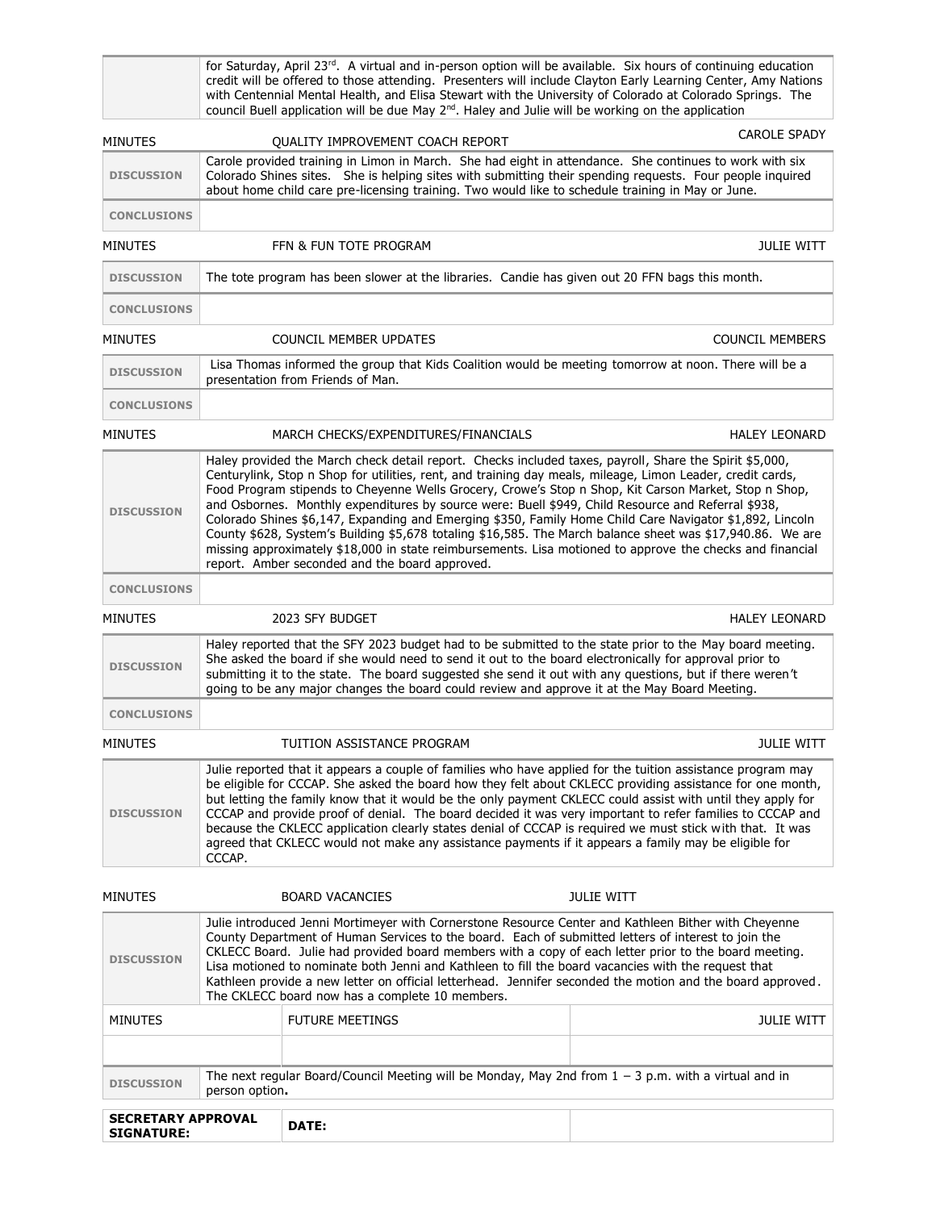| | |
|---|---|
| | for Saturday, April 23rd. A virtual and in-person option will be available. Six hours of continuing education credit will be offered to those attending. Presenters will include Clayton Early Learning Center, Amy Nations with Centennial Mental Health, and Elisa Stewart with the University of Colorado at Colorado Springs. The council Buell application will be due May 2nd. Haley and Julie will be working on the application |

| MINUTES | QUALITY IMPROVEMENT COACH REPORT | CAROLE SPADY |
|---|---|---|
| **DISCUSSION** | Carole provided training in Limon in March. She had eight in attendance. She continues to work with six Colorado Shines sites. She is helping sites with submitting their spending requests. Four people inquired about home child care pre-licensing training. Two would like to schedule training in May or June. | |
| **CONCLUSIONS** | | |

| MINUTES | FFN & FUN TOTE PROGRAM | JULIE WITT |
|---|---|---|
| **DISCUSSION** | The tote program has been slower at the libraries. Candie has given out 20 FFN bags this month. | |
| **CONCLUSIONS** | | |

| MINUTES | COUNCIL MEMBER UPDATES | COUNCIL MEMBERS |
|---|---|---|
| **DISCUSSION** | Lisa Thomas informed the group that Kids Coalition would be meeting tomorrow at noon. There will be a presentation from Friends of Man. | |
| **CONCLUSIONS** | | |

| MINUTES | MARCH CHECKS/EXPENDITURES/FINANCIALS | HALEY LEONARD |
|---|---|---|
| **DISCUSSION** | Haley provided the March check detail report. Checks included taxes, payroll, Share the Spirit $5,000, Centurylink, Stop n Shop for utilities, rent, and training day meals, mileage, Limon Leader, credit cards, Food Program stipends to Cheyenne Wells Grocery, Crowe's Stop n Shop, Kit Carson Market, Stop n Shop, and Osbornes. Monthly expenditures by source were: Buell $949, Child Resource and Referral $938, Colorado Shines $6,147, Expanding and Emerging $350, Family Home Child Care Navigator $1,892, Lincoln County $628, System's Building $5,678 totaling $16,585. The March balance sheet was $17,940.86. We are missing approximately $18,000 in state reimbursements. Lisa motioned to approve the checks and financial report. Amber seconded and the board approved. | |
| **CONCLUSIONS** | | |

| MINUTES | 2023 SFY BUDGET | HALEY LEONARD |
|---|---|---|
| **DISCUSSION** | Haley reported that the SFY 2023 budget had to be submitted to the state prior to the May board meeting. She asked the board if she would need to send it out to the board electronically for approval prior to submitting it to the state. The board suggested she send it out with any questions, but if there weren't going to be any major changes the board could review and approve it at the May Board Meeting. | |
| **CONCLUSIONS** | | |

| MINUTES | TUITION ASSISTANCE PROGRAM | JULIE WITT |
|---|---|---|
| **DISCUSSION** | Julie reported that it appears a couple of families who have applied for the tuition assistance program may be eligible for CCCAP. She asked the board how they felt about CKLECC providing assistance for one month, but letting the family know that it would be the only payment CKLECC could assist with until they apply for CCCAP and provide proof of denial. The board decided it was very important to refer families to CCCAP and because the CKLECC application clearly states denial of CCCAP is required we must stick with that. It was agreed that CKLECC would not make any assistance payments if it appears a family may be eligible for CCCAP. | |

| MINUTES | BOARD VACANCIES | JULIE WITT |
|---|---|---|
| **DISCUSSION** | Julie introduced Jenni Mortimeyer with Cornerstone Resource Center and Kathleen Bither with Cheyenne County Department of Human Services to the board. Each of submitted letters of interest to join the CKLECC Board. Julie had provided board members with a copy of each letter prior to the board meeting. Lisa motioned to nominate both Jenni and Kathleen to fill the board vacancies with the request that Kathleen provide a new letter on official letterhead. Jennifer seconded the motion and the board approved. The CKLECC board now has a complete 10 members. | |

| MINUTES | FUTURE MEETINGS | JULIE WITT |
|---|---|---|
| | | |
| **DISCUSSION** | The next regular Board/Council Meeting will be Monday, May 2nd from 1 – 3 p.m. with a virtual and in person option**.** | |

| **SECRETARY APPROVAL SIGNATURE:** | **DATE:** | |
|---|---|---|